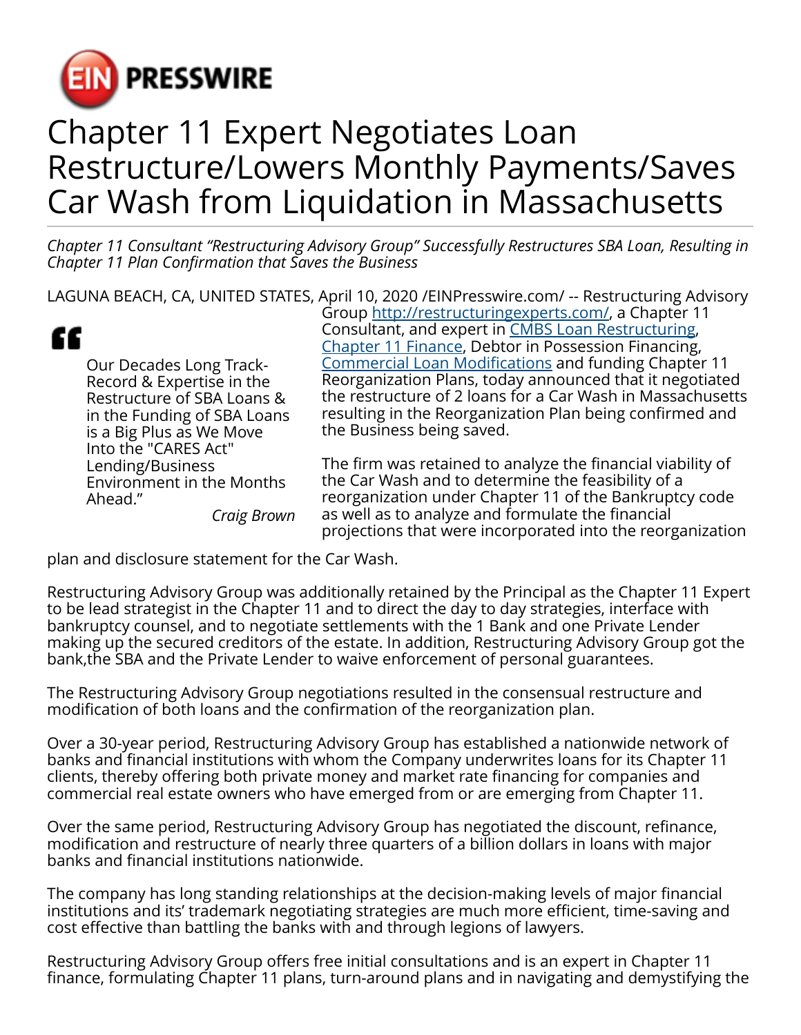# Chapter 11 Expert Negotiates Loan Restructure/Lowers Monthly Payments/Saves Car Wash from Liquidation in Massachusetts

*Chapter 11 Consultant "Restructuring Advisory Group" Successfully Restructures SBA Loan, Resulting in Chapter 11 Plan Confirmation that Saves the Business*

LAGUNA BEACH, CA, UNITED STATES, April 10, 2020 /EINPresswire.com/ -- Restructuring Advisory Group http://restructuringexperts.com/, a Chapter 11 Consultant, and expert in CMBS Loan Restructuring, Chapter 11 Finance, Debtor in Possession Financing, Commercial Loan Modifications and funding Chapter 11 Reorganization Plans, today announced that it negotiated the restructure of 2 loans for a Car Wash in Massachusetts resulting in the Reorganization Plan being confirmed and the Business being saved.

> Our Decades Long Track-Record & Expertise in the Restructure of SBA Loans & in the Funding of SBA Loans is a Big Plus as We Move Into the "CARES Act" Lending/Business Environment in the Months Ahead."
>
> *Craig Brown*

The firm was retained to analyze the financial viability of the Car Wash and to determine the feasibility of a reorganization under Chapter 11 of the Bankruptcy code as well as to analyze and formulate the financial projections that were incorporated into the reorganization plan and disclosure statement for the Car Wash.

Restructuring Advisory Group was additionally retained by the Principal as the Chapter 11 Expert to be lead strategist in the Chapter 11 and to direct the day to day strategies, interface with bankruptcy counsel, and to negotiate settlements with the 1 Bank and one Private Lender making up the secured creditors of the estate. In addition, Restructuring Advisory Group got the bank,the SBA and the Private Lender to waive enforcement of personal guarantees.

The Restructuring Advisory Group negotiations resulted in the consensual restructure and modification of both loans and the confirmation of the reorganization plan.

Over a 30-year period, Restructuring Advisory Group has established a nationwide network of banks and financial institutions with whom the Company underwrites loans for its Chapter 11 clients, thereby offering both private money and market rate financing for companies and commercial real estate owners who have emerged from or are emerging from Chapter 11.

Over the same period, Restructuring Advisory Group has negotiated the discount, refinance, modification and restructure of nearly three quarters of a billion dollars in loans with major banks and financial institutions nationwide.

The company has long standing relationships at the decision-making levels of major financial institutions and its' trademark negotiating strategies are much more efficient, time-saving and cost effective than battling the banks with and through legions of lawyers.

Restructuring Advisory Group offers free initial consultations and is an expert in Chapter 11 finance, formulating Chapter 11 plans, turn-around plans and in navigating and demystifying the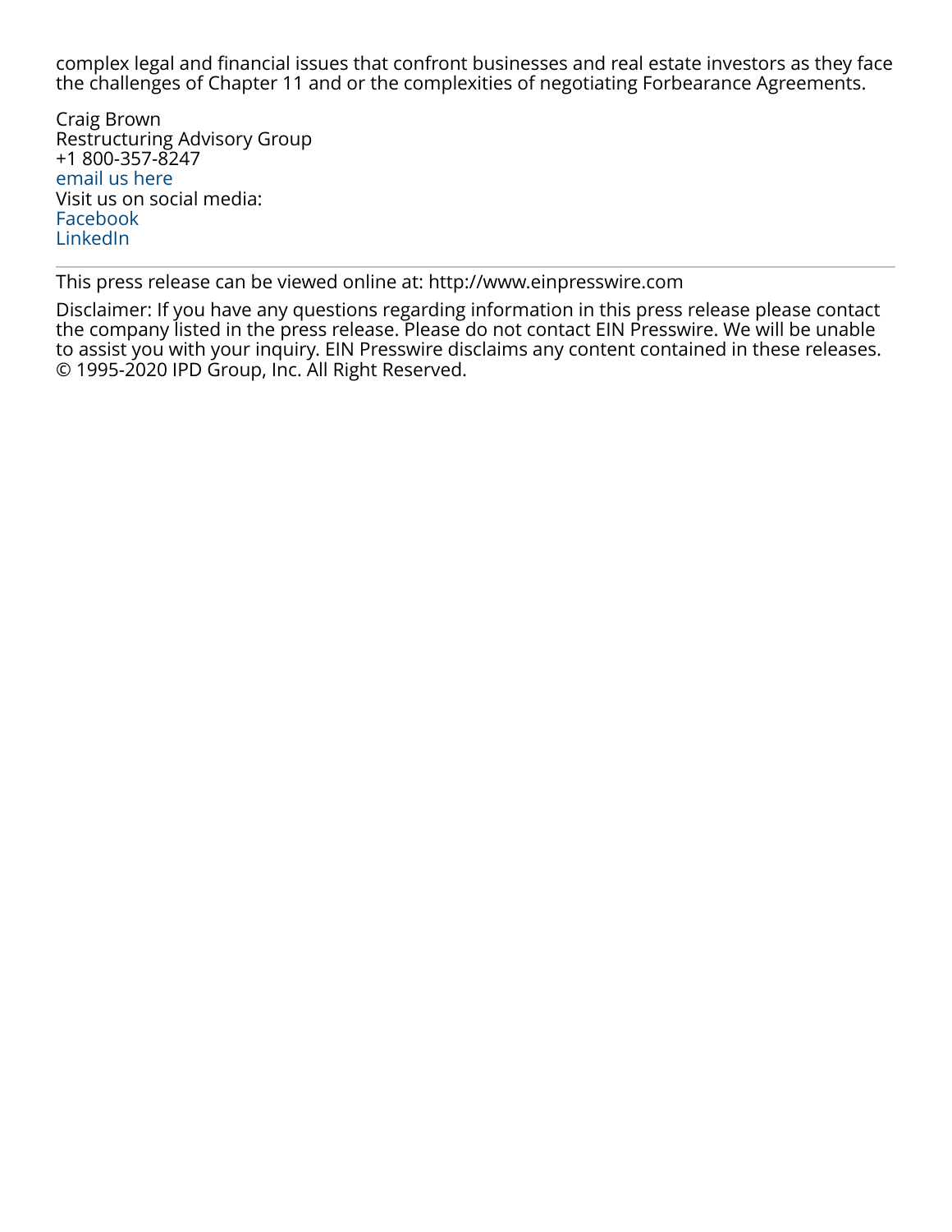complex legal and financial issues that confront businesses and real estate investors as they face the challenges of Chapter 11 and or the complexities of negotiating Forbearance Agreements.

Craig Brown
Restructuring Advisory Group
+1 800-357-8247
email us here
Visit us on social media:
Facebook
LinkedIn

---

This press release can be viewed online at: http://www.einpresswire.com

Disclaimer: If you have any questions regarding information in this press release please contact the company listed in the press release. Please do not contact EIN Presswire. We will be unable to assist you with your inquiry. EIN Presswire disclaims any content contained in these releases. © 1995-2020 IPD Group, Inc. All Right Reserved.